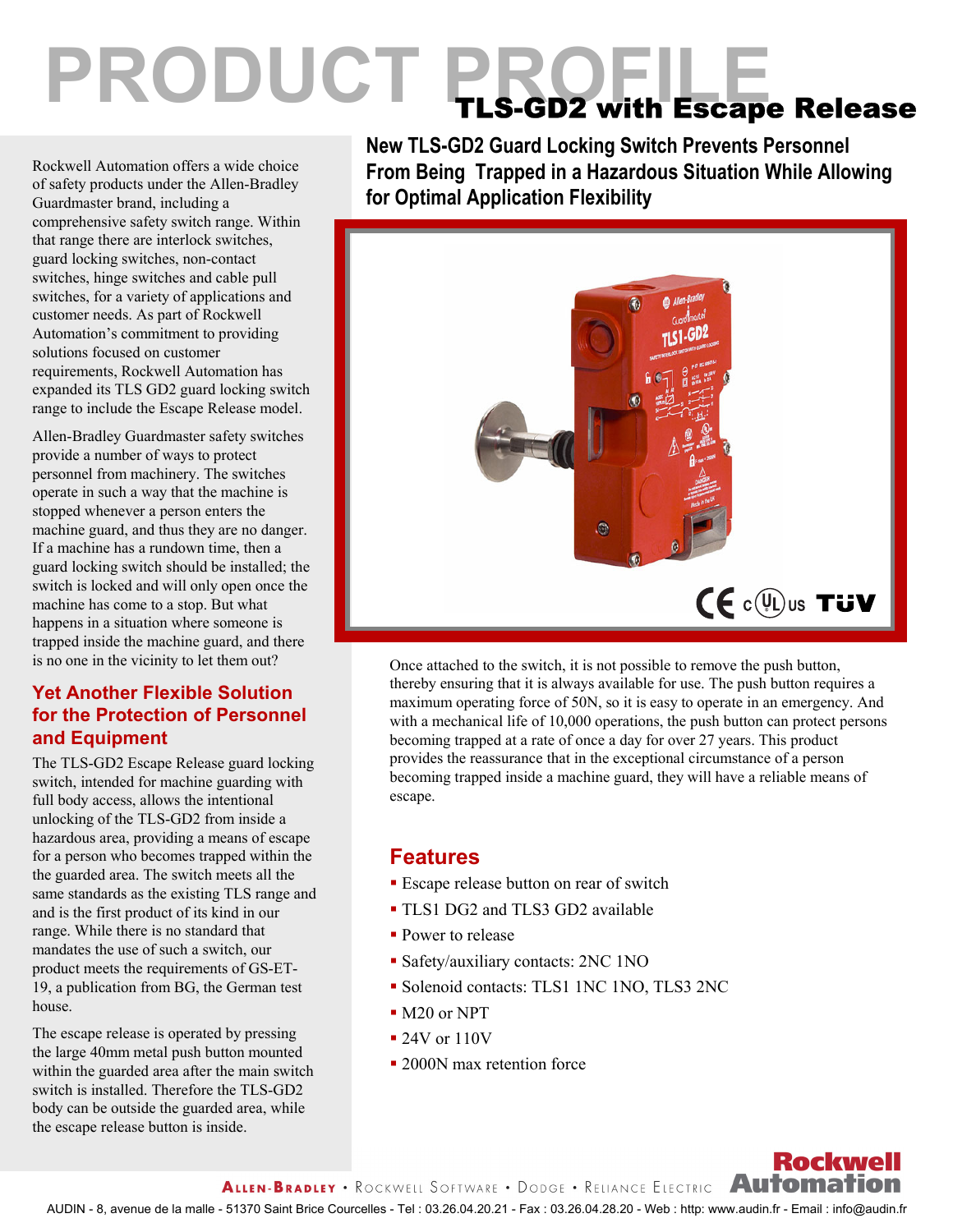# PRODUCT PROFILE

## TLS-GD2 with Escape Release

Rockwell Automation offers a wide choice of safety products under the Allen-Bradley Guardmaster brand, including a comprehensive safety switch range. Within that range there are interlock switches, guard locking switches, non-contact switches, hinge switches and cable pull switches, for a variety of applications and customer needs. As part of Rockwell Automation's commitment to providing solutions focused on customer requirements, Rockwell Automation has expanded its TLS GD2 guard locking switch range to include the Escape Release model.

Allen-Bradley Guardmaster safety switches provide a number of ways to protect personnel from machinery. The switches operate in such a way that the machine is stopped whenever a person enters the machine guard, and thus they are no danger. If a machine has a rundown time, then a guard locking switch should be installed; the switch is locked and will only open once the machine has come to a stop. But what happens in a situation where someone is trapped inside the machine guard, and there is no one in the vicinity to let them out?

### Yet Another Flexible Solution for the Protection of Personnel and Equipment

The TLS-GD2 Escape Release guard locking switch, intended for machine guarding with full body access, allows the intentional unlocking of the TLS-GD2 from inside a hazardous area, providing a means of escape for a person who becomes trapped within the the guarded area. The switch meets all the same standards as the existing TLS range and and is the first product of its kind in our range. While there is no standard that mandates the use of such a switch, our product meets the requirements of GS-ET-19, a publication from BG, the German test house.

The escape release is operated by pressing the large 40mm metal push button mounted within the guarded area after the main switch switch is installed. Therefore the TLS-GD2 body can be outside the guarded area, while the escape release button is inside.

**New TLS-GD2 Guard Locking Switch Prevents Personnel From Being Trapped in a Hazardous Situation While Allowing for Optimal Application Flexibility**

Once attached to the switch, it is not possible to remove the push button, thereby ensuring that it is always available for use. The push button requires a maximum operating force of 50N, so it is easy to operate in an emergency. And with a mechanical life of 10,000 operations, the push button can protect persons becoming trapped at a rate of once a day for over 27 years. This product provides the reassurance that in the exceptional circumstance of a person becoming trapped inside a machine guard, they will have a reliable means of escape.

### Features

- Escape release button on rear of switch
- TLS1 DG2 and TLS3 GD2 available
- Power to release
- Safety/auxiliary contacts: 2NC 1NO
- Solenoid contacts: TLS1 1NC 1NO, TLS3 2NC
- M20 or NPT
- 24V or 110V
- 2000N max retention force

AUDIN - 8, avenue de la malle - 51370 Saint Brice Courcelles - Tel : 03.26.04.20.21 - Fax : 03.26.04.28.20 - Web : http: www.audin.fr - Email : info@audin.fr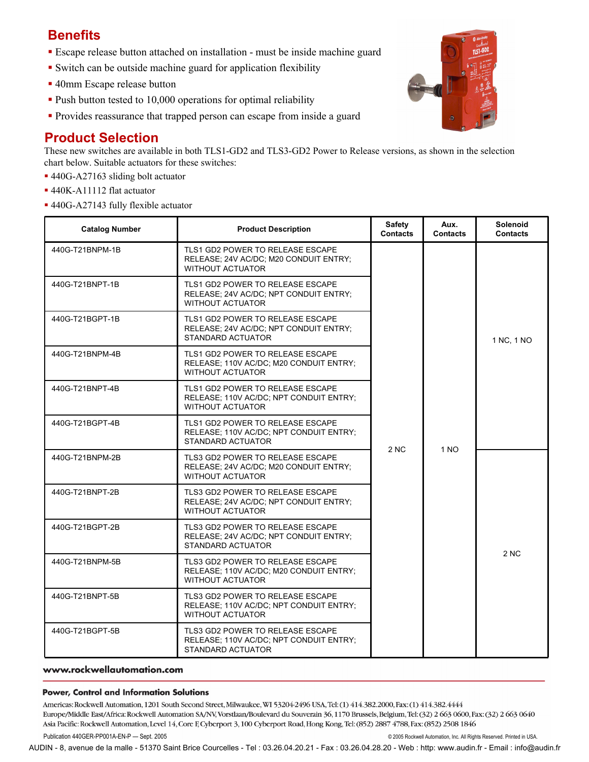## Benefits

- Escape release button attached on installation - must be inside machine guard
- Switch can be outside machine guard for application flexibility
- 40mm Escape release button
- Push button tested to 10,000 operations for optimal reliability
- Provides reassurance that trapped person can escape from inside a guard

## Product Selection

These new switches are available in both TLS1-GD2 and TLS3-GD2 Power to Release versions, as shown in the selection chart below. Suitable actuators for these switches:

- 440G-A27163 sliding bolt actuator
- 440K-A11112 flat actuator
- 440G-A27143 fully flexible actuator

| Catalog Number | Product Description | Safety Contacts | Aux. Contacts | Solenoid Contacts |
|---|---|---|---|---|
| 440G-T21BNPM-1B | TLS1 GD2 POWER TO RELEASE ESCAPE RELEASE; 24V AC/DC; M20 CONDUIT ENTRY; WITHOUT ACTUATOR | 2 NC | 1 NO | 1 NC, 1 NO |
| 440G-T21BNPT-1B | TLS1 GD2 POWER TO RELEASE ESCAPE RELEASE; 24V AC/DC; NPT CONDUIT ENTRY; WITHOUT ACTUATOR | 2 NC | 1 NO | 1 NC, 1 NO |
| 440G-T21BGPT-1B | TLS1 GD2 POWER TO RELEASE ESCAPE RELEASE; 24V AC/DC; NPT CONDUIT ENTRY; STANDARD ACTUATOR | 2 NC | 1 NO | 1 NC, 1 NO |
| 440G-T21BNPM-4B | TLS1 GD2 POWER TO RELEASE ESCAPE RELEASE; 110V AC/DC; M20 CONDUIT ENTRY; WITHOUT ACTUATOR | 2 NC | 1 NO | 1 NC, 1 NO |
| 440G-T21BNPT-4B | TLS1 GD2 POWER TO RELEASE ESCAPE RELEASE; 110V AC/DC; NPT CONDUIT ENTRY; WITHOUT ACTUATOR | 2 NC | 1 NO | 1 NC, 1 NO |
| 440G-T21BGPT-4B | TLS1 GD2 POWER TO RELEASE ESCAPE RELEASE; 110V AC/DC; NPT CONDUIT ENTRY; STANDARD ACTUATOR | 2 NC | 1 NO | 1 NC, 1 NO |
| 440G-T21BNPM-2B | TLS3 GD2 POWER TO RELEASE ESCAPE RELEASE; 24V AC/DC; M20 CONDUIT ENTRY; WITHOUT ACTUATOR | 2 NC | 1 NO | 2 NC |
| 440G-T21BNPT-2B | TLS3 GD2 POWER TO RELEASE ESCAPE RELEASE; 24V AC/DC; NPT CONDUIT ENTRY; WITHOUT ACTUATOR | 2 NC | 1 NO | 2 NC |
| 440G-T21BGPT-2B | TLS3 GD2 POWER TO RELEASE ESCAPE RELEASE; 24V AC/DC; NPT CONDUIT ENTRY; STANDARD ACTUATOR | 2 NC | 1 NO | 2 NC |
| 440G-T21BNPM-5B | TLS3 GD2 POWER TO RELEASE ESCAPE RELEASE; 110V AC/DC; M20 CONDUIT ENTRY; WITHOUT ACTUATOR | 2 NC | 1 NO | 2 NC |
| 440G-T21BNPT-5B | TLS3 GD2 POWER TO RELEASE ESCAPE RELEASE; 110V AC/DC; NPT CONDUIT ENTRY; WITHOUT ACTUATOR | 2 NC | 1 NO | 2 NC |
| 440G-T21BGPT-5B | TLS3 GD2 POWER TO RELEASE ESCAPE RELEASE; 110V AC/DC; NPT CONDUIT ENTRY; STANDARD ACTUATOR | 2 NC | 1 NO | 2 NC |

**www.rockwellautomation.com**

**Power, Control and Information Solutions**

Americas: Rockwell Automation, 1201 South Second Street, Milwaukee, WI 53204-2496 USA, Tel: (1) 414.382.2000, Fax: (1) 414.382.4444
Europe/Middle East/Africa: Rockwell Automation SA/NV, Vorstlaan/Boulevard du Souverain 36, 1170 Brussels, Belgium, Tel: (32) 2 663 0600, Fax: (32) 2 663 0640
Asia Pacific: Rockwell Automation, Level 14, Core F, Cyberport 3, 100 Cyberport Road, Hong Kong, Tel: (852) 2887 4788, Fax: (852) 2508 1846

Publication 440GER-PP001A-EN-P — Sept. 2005

© 2005 Rockwell Automation, Inc. All Rights Reserved. Printed in USA.

AUDIN - 8, avenue de la malle - 51370 Saint Brice Courcelles - Tel : 03.26.04.20.21 - Fax : 03.26.04.28.20 - Web : http: www.audin.fr - Email : info@audin.fr